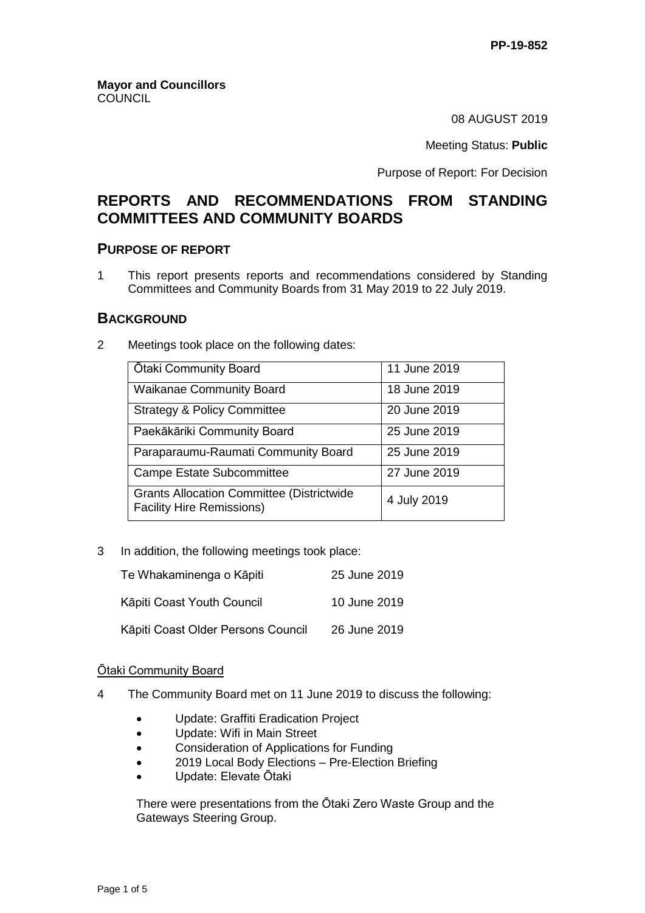PP-19-852

**Mayor and Councillors**
COUNCIL

08 AUGUST 2019

Meeting Status: **Public**

Purpose of Report: For Decision

# REPORTS AND RECOMMENDATIONS FROM STANDING COMMITTEES AND COMMUNITY BOARDS

## PURPOSE OF REPORT

1 This report presents reports and recommendations considered by Standing Committees and Community Boards from 31 May 2019 to 22 July 2019.

## BACKGROUND

2 Meetings took place on the following dates:

| | |
|---|---|
| Ōtaki Community Board | 11 June 2019 |
| Waikanae Community Board | 18 June 2019 |
| Strategy & Policy Committee | 20 June 2019 |
| Paekākāriki Community Board | 25 June 2019 |
| Paraparaumu-Raumati Community Board | 25 June 2019 |
| Campe Estate Subcommittee | 27 June 2019 |
| Grants Allocation Committee (Districtwide Facility Hire Remissions) | 4 July 2019 |

3 In addition, the following meetings took place:

| | |
|---|---|
| Te Whakaminenga o Kāpiti | 25 June 2019 |
| Kāpiti Coast Youth Council | 10 June 2019 |
| Kāpiti Coast Older Persons Council | 26 June 2019 |

Ōtaki Community Board

4 The Community Board met on 11 June 2019 to discuss the following:

- Update: Graffiti Eradication Project
- Update: Wifi in Main Street
- Consideration of Applications for Funding
- 2019 Local Body Elections – Pre-Election Briefing
- Update: Elevate Ōtaki

There were presentations from the Ōtaki Zero Waste Group and the Gateways Steering Group.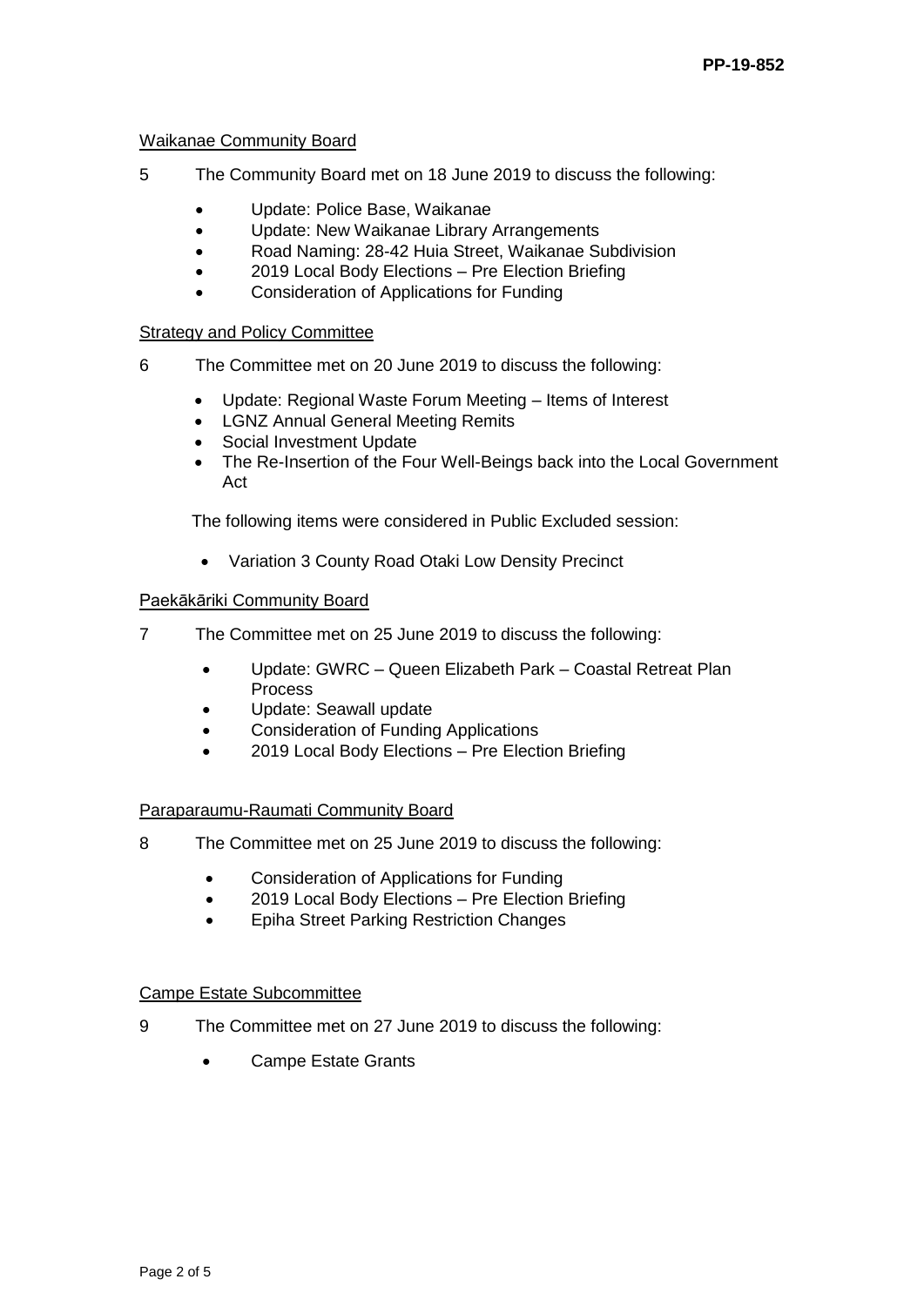<u>Waikanae Community Board</u>

5 The Community Board met on 18 June 2019 to discuss the following:

- Update: Police Base, Waikanae
- Update: New Waikanae Library Arrangements
- Road Naming: 28-42 Huia Street, Waikanae Subdivision
- 2019 Local Body Elections – Pre Election Briefing
- Consideration of Applications for Funding

<u>Strategy and Policy Committee</u>

6 The Committee met on 20 June 2019 to discuss the following:

- Update: Regional Waste Forum Meeting – Items of Interest
- LGNZ Annual General Meeting Remits
- Social Investment Update
- The Re-Insertion of the Four Well-Beings back into the Local Government Act

The following items were considered in Public Excluded session:

- Variation 3 County Road Otaki Low Density Precinct

<u>Paekākāriki Community Board</u>

7 The Committee met on 25 June 2019 to discuss the following:

- Update: GWRC – Queen Elizabeth Park – Coastal Retreat Plan Process
- Update: Seawall update
- Consideration of Funding Applications
- 2019 Local Body Elections – Pre Election Briefing

<u>Paraparaumu-Raumati Community Board</u>

8 The Committee met on 25 June 2019 to discuss the following:

- Consideration of Applications for Funding
- 2019 Local Body Elections – Pre Election Briefing
- Epiha Street Parking Restriction Changes

<u>Campe Estate Subcommittee</u>

9 The Committee met on 27 June 2019 to discuss the following:

- Campe Estate Grants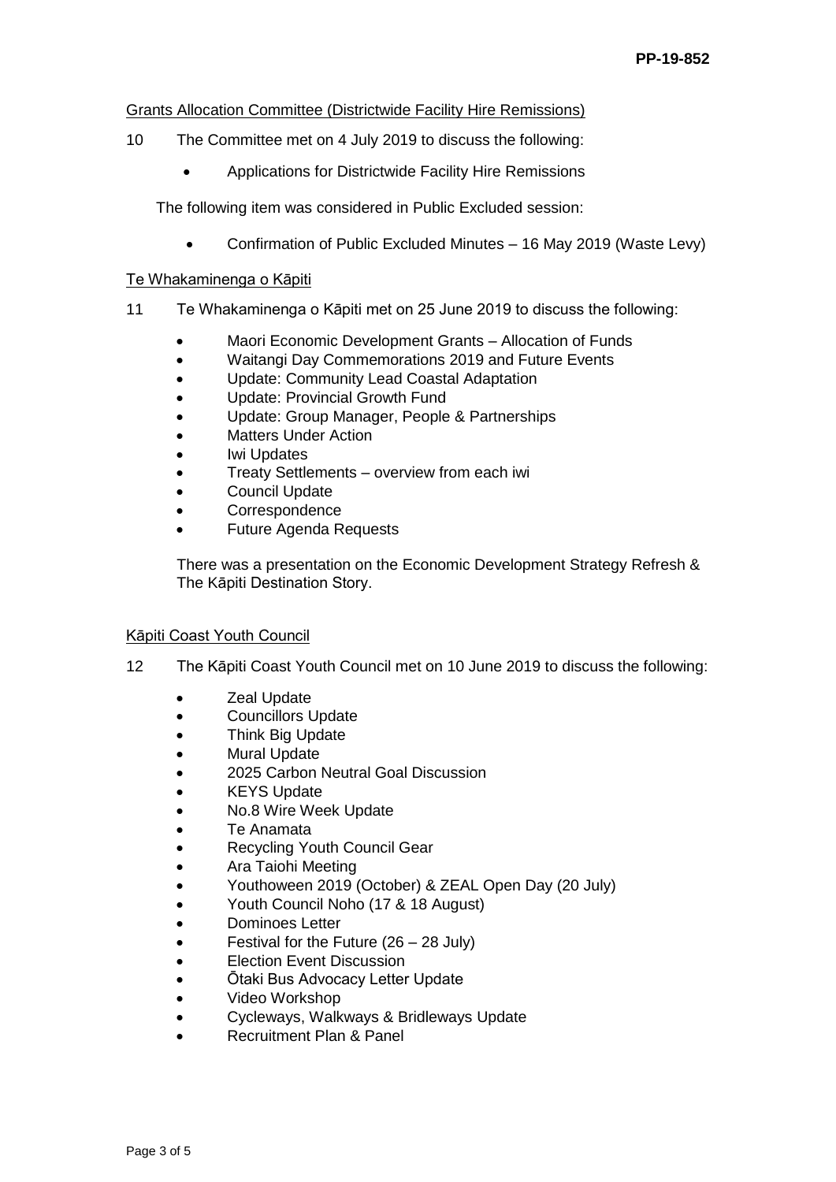PP-19-852

Grants Allocation Committee (Districtwide Facility Hire Remissions)

10 The Committee met on 4 July 2019 to discuss the following:

- Applications for Districtwide Facility Hire Remissions

The following item was considered in Public Excluded session:

- Confirmation of Public Excluded Minutes – 16 May 2019 (Waste Levy)

Te Whakaminenga o Kāpiti

11 Te Whakaminenga o Kāpiti met on 25 June 2019 to discuss the following:

- Maori Economic Development Grants – Allocation of Funds
- Waitangi Day Commemorations 2019 and Future Events
- Update: Community Lead Coastal Adaptation
- Update: Provincial Growth Fund
- Update: Group Manager, People & Partnerships
- Matters Under Action
- Iwi Updates
- Treaty Settlements – overview from each iwi
- Council Update
- Correspondence
- Future Agenda Requests

There was a presentation on the Economic Development Strategy Refresh & The Kāpiti Destination Story.

Kāpiti Coast Youth Council

12 The Kāpiti Coast Youth Council met on 10 June 2019 to discuss the following:

- Zeal Update
- Councillors Update
- Think Big Update
- Mural Update
- 2025 Carbon Neutral Goal Discussion
- KEYS Update
- No.8 Wire Week Update
- Te Anamata
- Recycling Youth Council Gear
- Ara Taiohi Meeting
- Youthoween 2019 (October) & ZEAL Open Day (20 July)
- Youth Council Noho (17 & 18 August)
- Dominoes Letter
- Festival for the Future (26 – 28 July)
- Election Event Discussion
- Ōtaki Bus Advocacy Letter Update
- Video Workshop
- Cycleways, Walkways & Bridleways Update
- Recruitment Plan & Panel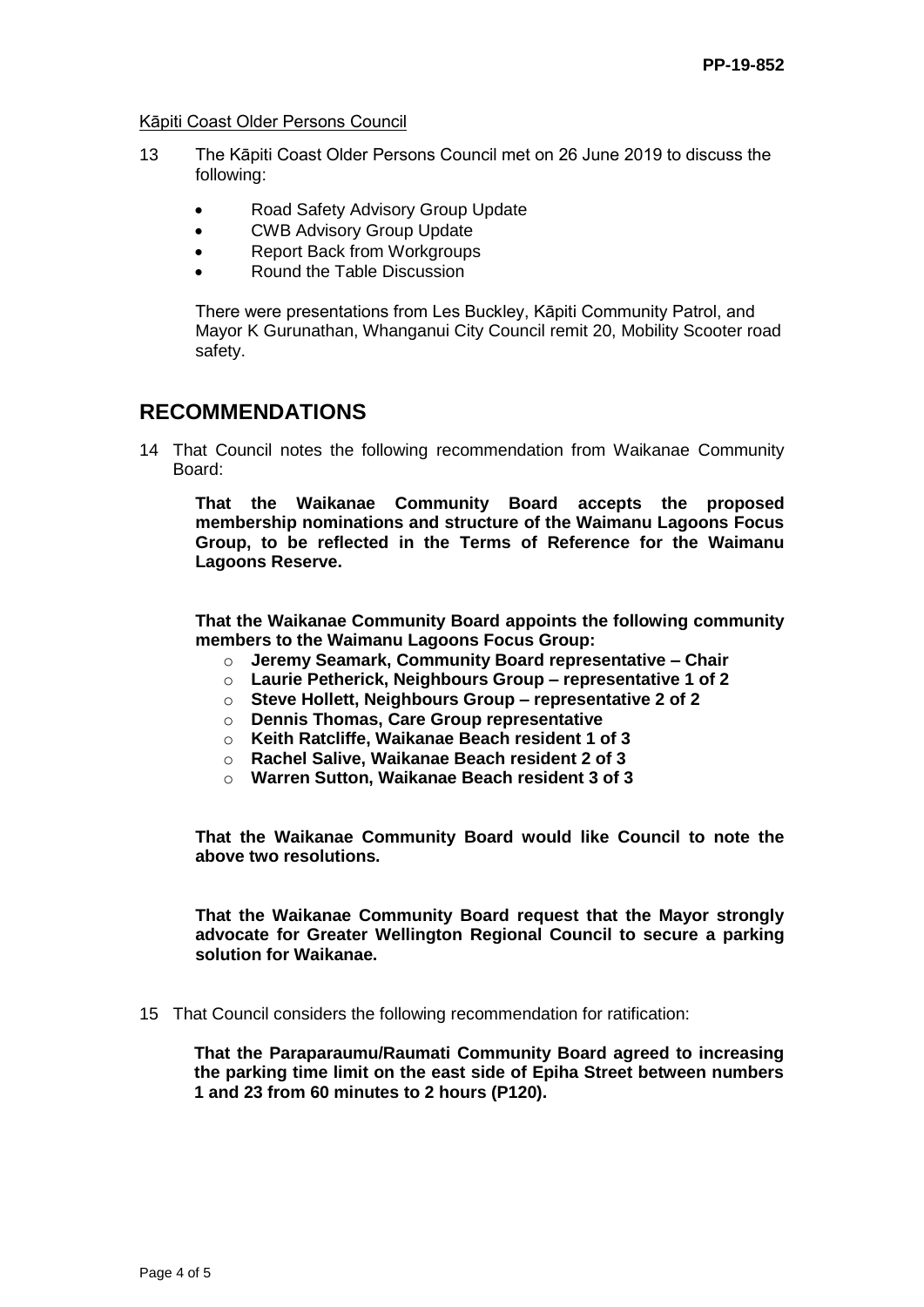<u>Kāpiti Coast Older Persons Council</u>

13 The Kāpiti Coast Older Persons Council met on 26 June 2019 to discuss the following:

- Road Safety Advisory Group Update
- CWB Advisory Group Update
- Report Back from Workgroups
- Round the Table Discussion

There were presentations from Les Buckley, Kāpiti Community Patrol, and Mayor K Gurunathan, Whanganui City Council remit 20, Mobility Scooter road safety.

# RECOMMENDATIONS

14 That Council notes the following recommendation from Waikanae Community Board:

**That the Waikanae Community Board accepts the proposed membership nominations and structure of the Waimanu Lagoons Focus Group, to be reflected in the Terms of Reference for the Waimanu Lagoons Reserve.**

**That the Waikanae Community Board appoints the following community members to the Waimanu Lagoons Focus Group:**

- **Jeremy Seamark, Community Board representative – Chair**
- **Laurie Petherick, Neighbours Group – representative 1 of 2**
- **Steve Hollett, Neighbours Group – representative 2 of 2**
- **Dennis Thomas, Care Group representative**
- **Keith Ratcliffe, Waikanae Beach resident 1 of 3**
- **Rachel Salive, Waikanae Beach resident 2 of 3**
- **Warren Sutton, Waikanae Beach resident 3 of 3**

**That the Waikanae Community Board would like Council to note the above two resolutions.**

**That the Waikanae Community Board request that the Mayor strongly advocate for Greater Wellington Regional Council to secure a parking solution for Waikanae.**

15 That Council considers the following recommendation for ratification:

**That the Paraparaumu/Raumati Community Board agreed to increasing the parking time limit on the east side of Epiha Street between numbers 1 and 23 from 60 minutes to 2 hours (P120).**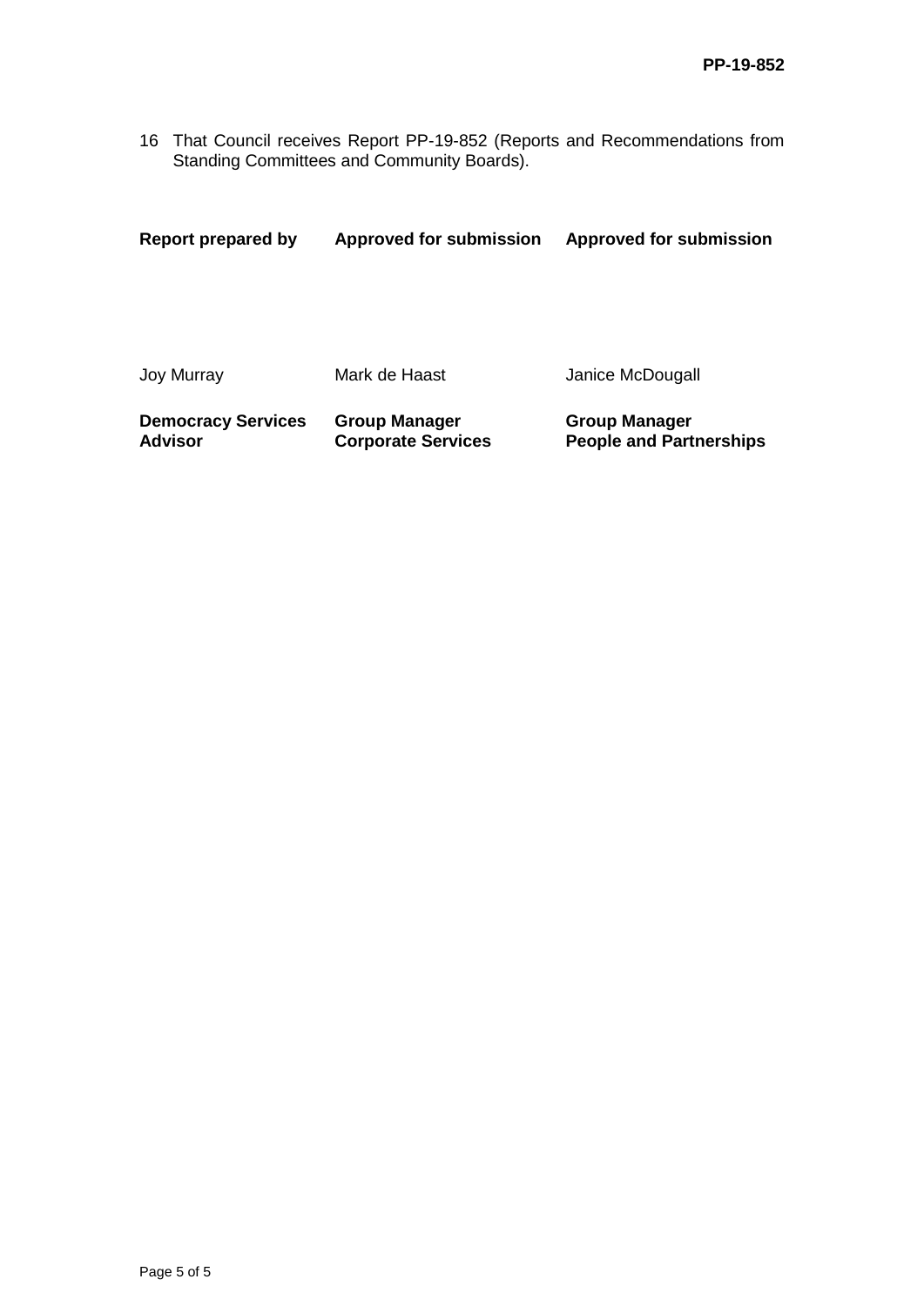16 That Council receives Report PP-19-852 (Reports and Recommendations from Standing Committees and Community Boards).

| Report prepared by | Approved for submission | Approved for submission |
| --- | --- | --- |
| Joy Murray | Mark de Haast | Janice McDougall |
| **Democracy Services Advisor** | **Group Manager Corporate Services** | **Group Manager People and Partnerships** |